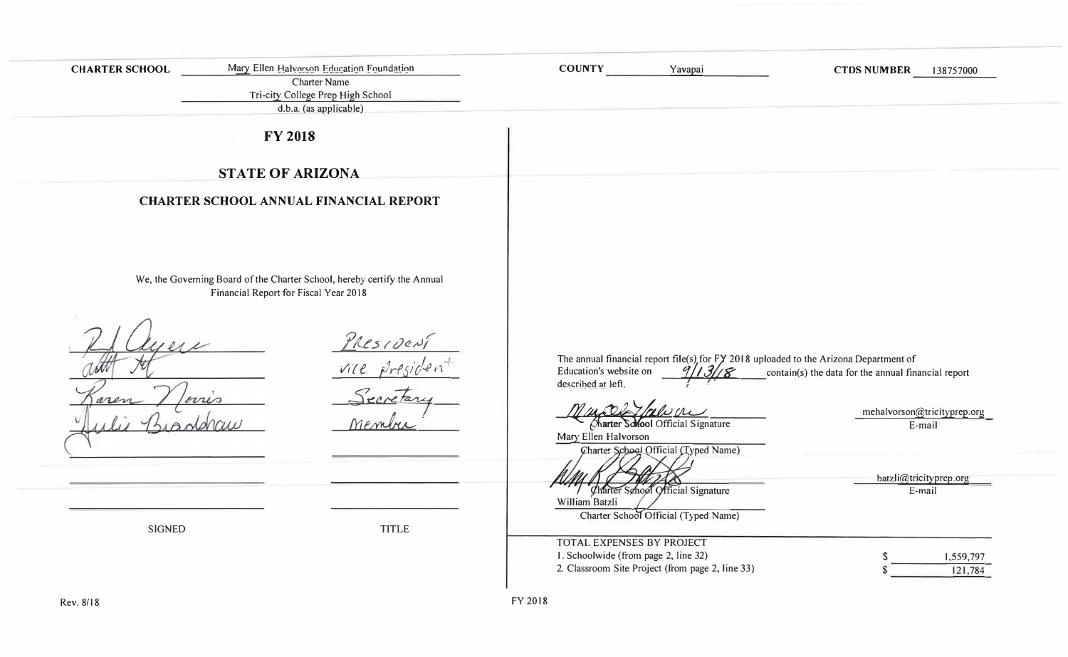**CHARTER SCHOOL** Mary Ellen Halvorson Education Foundation
Charter Name
Tri-city College Prep High School
d.b.a. (as applicable)

**COUNTY** Yavapai

**CTDS NUMBER** 138757000

## FY 2018

## STATE OF ARIZONA

## CHARTER SCHOOL ANNUAL FINANCIAL REPORT

We, the Governing Board of the Charter School, hereby certify the Annual Financial Report for Fiscal Year 2018

| SIGNED | TITLE |
|---|---|
| R J Ayers | President |
| (signature) | Vice President |
| Karen Norris | Secretary |
| Julie Bradshaw | Member |
| | |
| | |
| | |

The annual financial report file(s) for FY 2018 uploaded to the Arizona Department of Education's website on 9/13/18 contain(s) the data for the annual financial report described at left.

(signature)
Charter School Official Signature
Mary Ellen Halvorson
Charter School Official (Typed Name)

mehalvorson@tricityprep.org
E-mail

(signature)
Charter School Official Signature
William Batzli
Charter School Official (Typed Name)

batzli@tricityprep.org
E-mail

TOTAL EXPENSES BY PROJECT

| | |
|---|---|
| 1. Schoolwide (from page 2, line 32) | $ 1,559,797 |
| 2. Classroom Site Project (from page 2, line 33) | $ 121,784 |

Rev. 8/18

FY 2018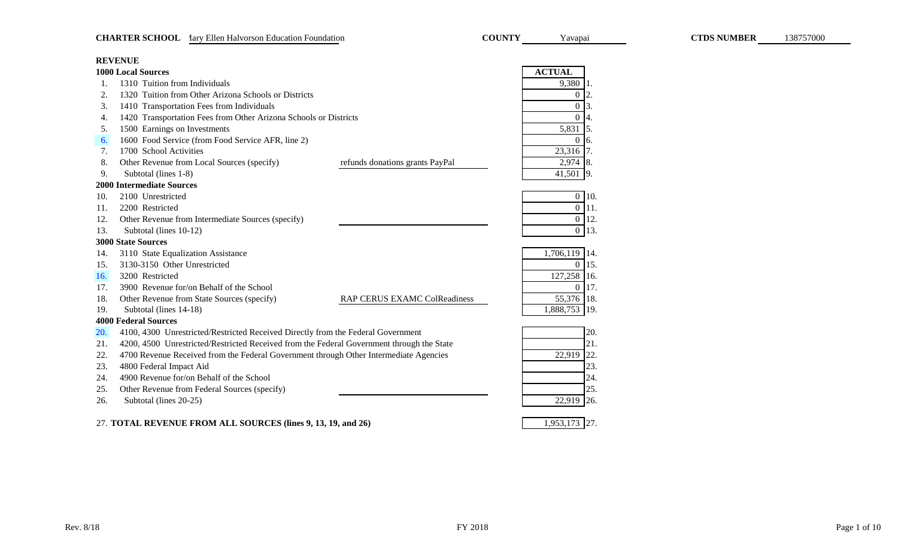**CHARTER SCHOOL** Mary Ellen Halvorson Education Foundation **COUNTY** Yavapai **CTDS NUMBER** 138757000

## REVENUE

| | | | ACTUAL | |
|---|---|---|---|---|
| **1000 Local Sources** | | | | |
| 1. | 1310 Tuition from Individuals | | 9,380 | 1. |
| 2. | 1320 Tuition from Other Arizona Schools or Districts | | 0 | 2. |
| 3. | 1410 Transportation Fees from Individuals | | 0 | 3. |
| 4. | 1420 Transportation Fees from Other Arizona Schools or Districts | | 0 | 4. |
| 5. | 1500 Earnings on Investments | | 5,831 | 5. |
| 6. | 1600 Food Service (from Food Service AFR, line 2) | | 0 | 6. |
| 7. | 1700 School Activities | | 23,316 | 7. |
| 8. | Other Revenue from Local Sources (specify) | refunds donations grants PayPal | 2,974 | 8. |
| 9. | Subtotal (lines 1-8) | | 41,501 | 9. |
| **2000 Intermediate Sources** | | | | |
| 10. | 2100 Unrestricted | | 0 | 10. |
| 11. | 2200 Restricted | | 0 | 11. |
| 12. | Other Revenue from Intermediate Sources (specify) | | 0 | 12. |
| 13. | Subtotal (lines 10-12) | | 0 | 13. |
| **3000 State Sources** | | | | |
| 14. | 3110 State Equalization Assistance | | 1,706,119 | 14. |
| 15. | 3130-3150 Other Unrestricted | | 0 | 15. |
| 16. | 3200 Restricted | | 127,258 | 16. |
| 17. | 3900 Revenue for/on Behalf of the School | | 0 | 17. |
| 18. | Other Revenue from State Sources (specify) | RAP CERUS EXAMC ColReadiness | 55,376 | 18. |
| 19. | Subtotal (lines 14-18) | | 1,888,753 | 19. |
| **4000 Federal Sources** | | | | |
| 20. | 4100, 4300 Unrestricted/Restricted Received Directly from the Federal Government | | | 20. |
| 21. | 4200, 4500 Unrestricted/Restricted Received from the Federal Government through the State | | | 21. |
| 22. | 4700 Revenue Received from the Federal Government through Other Intermediate Agencies | | 22,919 | 22. |
| 23. | 4800 Federal Impact Aid | | | 23. |
| 24. | 4900 Revenue for/on Behalf of the School | | | 24. |
| 25. | Other Revenue from Federal Sources (specify) | | | 25. |
| 26. | Subtotal (lines 20-25) | | 22,919 | 26. |
| 27. | **TOTAL REVENUE FROM ALL SOURCES (lines 9, 13, 19, and 26)** | | 1,953,173 | 27. |

Rev. 8/18 FY 2018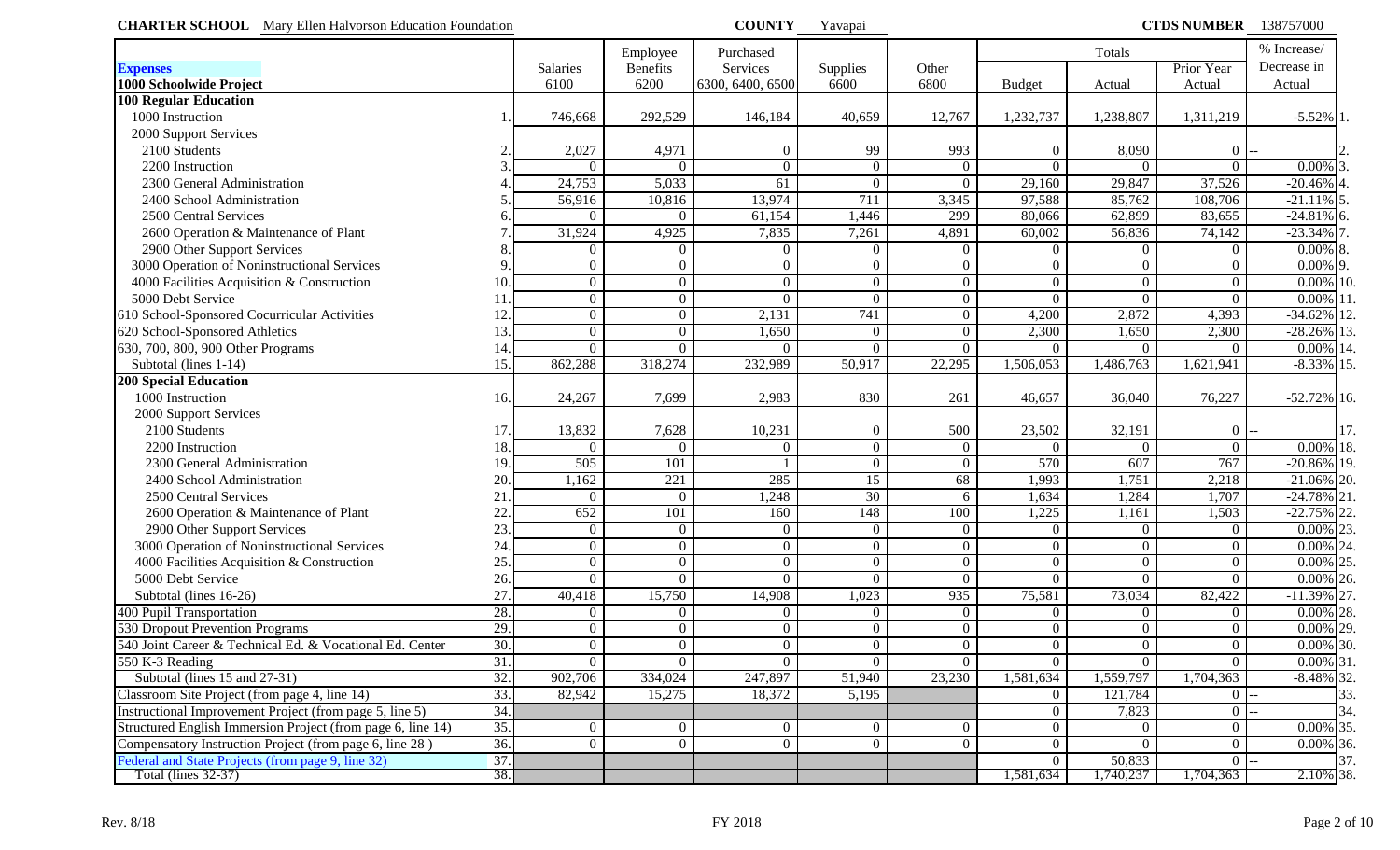**CHARTER SCHOOL** Mary Ellen Halvorson Education Foundation **COUNTY** Yavapai **CTDS NUMBER** 138757000

| Expenses<br>1000 Schoolwide Project | | Salaries<br>6100 | Employee Benefits<br>6200 | Purchased Services<br>6300, 6400, 6500 | Supplies<br>6600 | Other<br>6800 | Totals<br>Budget | <br>Actual | <br>Prior Year Actual | % Increase/ Decrease in Actual | |
|---|---|---|---|---|---|---|---|---|---|---|---|
| **100 Regular Education** | | | | | | | | | | | |
| 1000 Instruction | 1. | 746,668 | 292,529 | 146,184 | 40,659 | 12,767 | 1,232,737 | 1,238,807 | 1,311,219 | -5.52% | 1. |
| 2000 Support Services | | | | | | | | | | | |
| 2100 Students | 2. | 2,027 | 4,971 | 0 | 99 | 993 | 0 | 8,090 | 0 | -- | 2. |
| 2200 Instruction | 3. | 0 | 0 | 0 | 0 | 0 | 0 | 0 | 0 | 0.00% | 3. |
| 2300 General Administration | 4. | 24,753 | 5,033 | 61 | 0 | 0 | 29,160 | 29,847 | 37,526 | -20.46% | 4. |
| 2400 School Administration | 5. | 56,916 | 10,816 | 13,974 | 711 | 3,345 | 97,588 | 85,762 | 108,706 | -21.11% | 5. |
| 2500 Central Services | 6. | 0 | 0 | 61,154 | 1,446 | 299 | 80,066 | 62,899 | 83,655 | -24.81% | 6. |
| 2600 Operation & Maintenance of Plant | 7. | 31,924 | 4,925 | 7,835 | 7,261 | 4,891 | 60,002 | 56,836 | 74,142 | -23.34% | 7. |
| 2900 Other Support Services | 8. | 0 | 0 | 0 | 0 | 0 | 0 | 0 | 0 | 0.00% | 8. |
| 3000 Operation of Noninstructional Services | 9. | 0 | 0 | 0 | 0 | 0 | 0 | 0 | 0 | 0.00% | 9. |
| 4000 Facilities Acquisition & Construction | 10. | 0 | 0 | 0 | 0 | 0 | 0 | 0 | 0 | 0.00% | 10. |
| 5000 Debt Service | 11. | 0 | 0 | 0 | 0 | 0 | 0 | 0 | 0 | 0.00% | 11. |
| 610 School-Sponsored Cocurricular Activities | 12. | 0 | 0 | 2,131 | 741 | 0 | 4,200 | 2,872 | 4,393 | -34.62% | 12. |
| 620 School-Sponsored Athletics | 13. | 0 | 0 | 1,650 | 0 | 0 | 2,300 | 1,650 | 2,300 | -28.26% | 13. |
| 630, 700, 800, 900 Other Programs | 14. | 0 | 0 | 0 | 0 | 0 | 0 | 0 | 0 | 0.00% | 14. |
| Subtotal (lines 1-14) | 15. | 862,288 | 318,274 | 232,989 | 50,917 | 22,295 | 1,506,053 | 1,486,763 | 1,621,941 | -8.33% | 15. |
| **200 Special Education** | | | | | | | | | | | |
| 1000 Instruction | 16. | 24,267 | 7,699 | 2,983 | 830 | 261 | 46,657 | 36,040 | 76,227 | -52.72% | 16. |
| 2000 Support Services | | | | | | | | | | | |
| 2100 Students | 17. | 13,832 | 7,628 | 10,231 | 0 | 500 | 23,502 | 32,191 | 0 | -- | 17. |
| 2200 Instruction | 18. | 0 | 0 | 0 | 0 | 0 | 0 | 0 | 0 | 0.00% | 18. |
| 2300 General Administration | 19. | 505 | 101 | 1 | 0 | 0 | 570 | 607 | 767 | -20.86% | 19. |
| 2400 School Administration | 20. | 1,162 | 221 | 285 | 15 | 68 | 1,993 | 1,751 | 2,218 | -21.06% | 20. |
| 2500 Central Services | 21. | 0 | 0 | 1,248 | 30 | 6 | 1,634 | 1,284 | 1,707 | -24.78% | 21. |
| 2600 Operation & Maintenance of Plant | 22. | 652 | 101 | 160 | 148 | 100 | 1,225 | 1,161 | 1,503 | -22.75% | 22. |
| 2900 Other Support Services | 23. | 0 | 0 | 0 | 0 | 0 | 0 | 0 | 0 | 0.00% | 23. |
| 3000 Operation of Noninstructional Services | 24. | 0 | 0 | 0 | 0 | 0 | 0 | 0 | 0 | 0.00% | 24. |
| 4000 Facilities Acquisition & Construction | 25. | 0 | 0 | 0 | 0 | 0 | 0 | 0 | 0 | 0.00% | 25. |
| 5000 Debt Service | 26. | 0 | 0 | 0 | 0 | 0 | 0 | 0 | 0 | 0.00% | 26. |
| Subtotal (lines 16-26) | 27. | 40,418 | 15,750 | 14,908 | 1,023 | 935 | 75,581 | 73,034 | 82,422 | -11.39% | 27. |
| 400 Pupil Transportation | 28. | 0 | 0 | 0 | 0 | 0 | 0 | 0 | 0 | 0.00% | 28. |
| 530 Dropout Prevention Programs | 29. | 0 | 0 | 0 | 0 | 0 | 0 | 0 | 0 | 0.00% | 29. |
| 540 Joint Career & Technical Ed. & Vocational Ed. Center | 30. | 0 | 0 | 0 | 0 | 0 | 0 | 0 | 0 | 0.00% | 30. |
| 550 K-3 Reading | 31. | 0 | 0 | 0 | 0 | 0 | 0 | 0 | 0 | 0.00% | 31. |
| Subtotal (lines 15 and 27-31) | 32. | 902,706 | 334,024 | 247,897 | 51,940 | 23,230 | 1,581,634 | 1,559,797 | 1,704,363 | -8.48% | 32. |
| Classroom Site Project (from page 4, line 14) | 33. | 82,942 | 15,275 | 18,372 | 5,195 | | 0 | 121,784 | 0 | -- | 33. |
| Instructional Improvement Project (from page 5, line 5) | 34. | | | | | | 0 | 7,823 | 0 | -- | 34. |
| Structured English Immersion Project (from page 6, line 14) | 35. | 0 | 0 | 0 | 0 | 0 | 0 | 0 | 0 | 0.00% | 35. |
| Compensatory Instruction Project (from page 6, line 28 ) | 36. | 0 | 0 | 0 | 0 | 0 | 0 | 0 | 0 | 0.00% | 36. |
| Federal and State Projects (from page 9, line 32) | 37. | | | | | | 0 | 50,833 | 0 | -- | 37. |
| Total (lines 32-37) | 38. | | | | | | 1,581,634 | 1,740,237 | 1,704,363 | 2.10% | 38. |

Rev. 8/18 FY 2018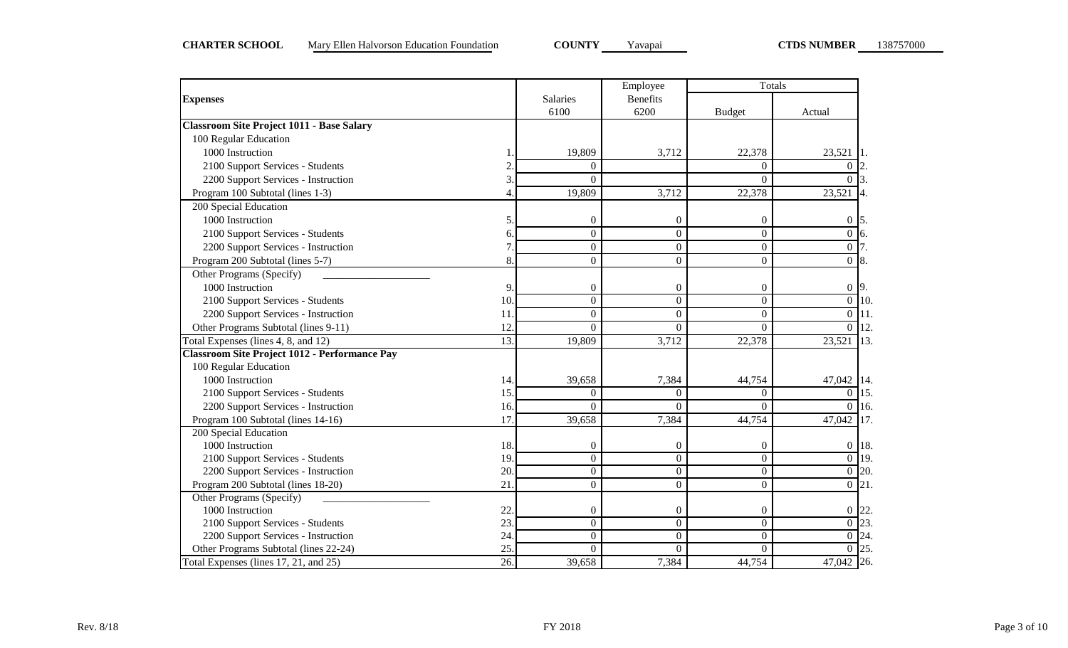**CHARTER SCHOOL** Mary Ellen Halvorson Education Foundation **COUNTY** Yavapai **CTDS NUMBER** 138757000

| Expenses | | Salaries 6100 | Employee Benefits 6200 | Totals Budget | Totals Actual | |
|---|---|---|---|---|---|---|
| **Classroom Site Project 1011 - Base Salary** | | | | | | |
| 100 Regular Education | | | | | | |
| 1000 Instruction | 1. | 19,809 | 3,712 | 22,378 | 23,521 | 1. |
| 2100 Support Services - Students | 2. | 0 | | 0 | 0 | 2. |
| 2200 Support Services - Instruction | 3. | 0 | | 0 | 0 | 3. |
| Program 100 Subtotal (lines 1-3) | 4. | 19,809 | 3,712 | 22,378 | 23,521 | 4. |
| 200 Special Education | | | | | | |
| 1000 Instruction | 5. | 0 | 0 | 0 | 0 | 5. |
| 2100 Support Services - Students | 6. | 0 | 0 | 0 | 0 | 6. |
| 2200 Support Services - Instruction | 7. | 0 | 0 | 0 | 0 | 7. |
| Program 200 Subtotal (lines 5-7) | 8. | 0 | 0 | 0 | 0 | 8. |
| Other Programs (Specify) ___________________ | | | | | | |
| 1000 Instruction | 9. | 0 | 0 | 0 | 0 | 9. |
| 2100 Support Services - Students | 10. | 0 | 0 | 0 | 0 | 10. |
| 2200 Support Services - Instruction | 11. | 0 | 0 | 0 | 0 | 11. |
| Other Programs Subtotal (lines 9-11) | 12. | 0 | 0 | 0 | 0 | 12. |
| Total Expenses (lines 4, 8, and 12) | 13. | 19,809 | 3,712 | 22,378 | 23,521 | 13. |
| **Classroom Site Project 1012 - Performance Pay** | | | | | | |
| 100 Regular Education | | | | | | |
| 1000 Instruction | 14. | 39,658 | 7,384 | 44,754 | 47,042 | 14. |
| 2100 Support Services - Students | 15. | 0 | 0 | 0 | 0 | 15. |
| 2200 Support Services - Instruction | 16. | 0 | 0 | 0 | 0 | 16. |
| Program 100 Subtotal (lines 14-16) | 17. | 39,658 | 7,384 | 44,754 | 47,042 | 17. |
| 200 Special Education | | | | | | |
| 1000 Instruction | 18. | 0 | 0 | 0 | 0 | 18. |
| 2100 Support Services - Students | 19. | 0 | 0 | 0 | 0 | 19. |
| 2200 Support Services - Instruction | 20. | 0 | 0 | 0 | 0 | 20. |
| Program 200 Subtotal (lines 18-20) | 21. | 0 | 0 | 0 | 0 | 21. |
| Other Programs (Specify) ___________________ | | | | | | |
| 1000 Instruction | 22. | 0 | 0 | 0 | 0 | 22. |
| 2100 Support Services - Students | 23. | 0 | 0 | 0 | 0 | 23. |
| 2200 Support Services - Instruction | 24. | 0 | 0 | 0 | 0 | 24. |
| Other Programs Subtotal (lines 22-24) | 25. | 0 | 0 | 0 | 0 | 25. |
| Total Expenses (lines 17, 21, and 25) | 26. | 39,658 | 7,384 | 44,754 | 47,042 | 26. |

Rev. 8/18 FY 2018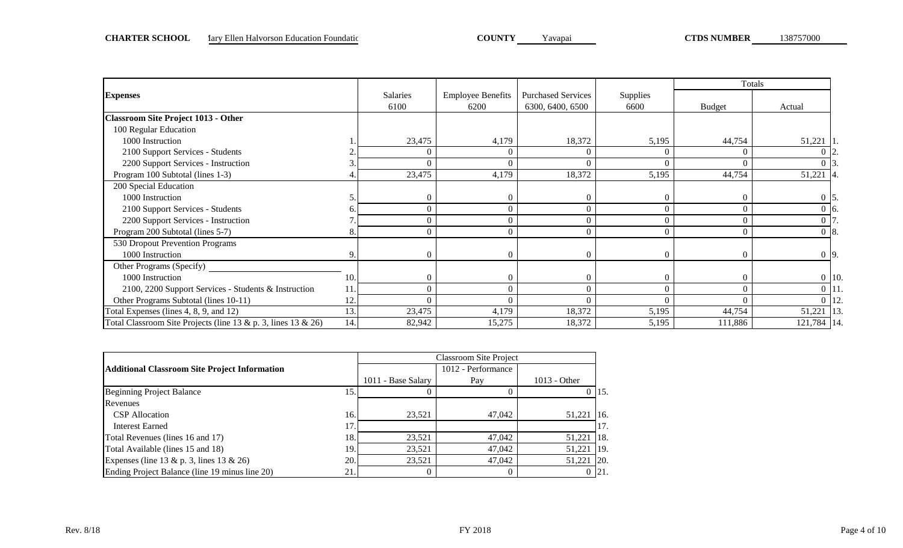**CHARTER SCHOOL** Mary Ellen Halvorson Education Foundatic **COUNTY** Yavapai **CTDS NUMBER** 138757000

| Expenses | | Salaries 6100 | Employee Benefits 6200 | Purchased Services 6300, 6400, 6500 | Supplies 6600 | Totals Budget | Actual | |
|---|---|---|---|---|---|---|---|---|
| **Classroom Site Project 1013 - Other** | | | | | | | | |
| 100 Regular Education | | | | | | | | |
| 1000 Instruction | 1. | 23,475 | 4,179 | 18,372 | 5,195 | 44,754 | 51,221 | 1. |
| 2100 Support Services - Students | 2. | 0 | 0 | 0 | 0 | 0 | 0 | 2. |
| 2200 Support Services - Instruction | 3. | 0 | 0 | 0 | 0 | 0 | 0 | 3. |
| Program 100 Subtotal (lines 1-3) | 4. | 23,475 | 4,179 | 18,372 | 5,195 | 44,754 | 51,221 | 4. |
| 200 Special Education | | | | | | | | |
| 1000 Instruction | 5. | 0 | 0 | 0 | 0 | 0 | 0 | 5. |
| 2100 Support Services - Students | 6. | 0 | 0 | 0 | 0 | 0 | 0 | 6. |
| 2200 Support Services - Instruction | 7. | 0 | 0 | 0 | 0 | 0 | 0 | 7. |
| Program 200 Subtotal (lines 5-7) | 8. | 0 | 0 | 0 | 0 | 0 | 0 | 8. |
| 530 Dropout Prevention Programs | | | | | | | | |
| 1000 Instruction | 9. | 0 | 0 | 0 | 0 | 0 | 0 | 9. |
| Other Programs (Specify) ______ | | | | | | | | |
| 1000 Instruction | 10. | 0 | 0 | 0 | 0 | 0 | 0 | 10. |
| 2100, 2200 Support Services - Students & Instruction | 11. | 0 | 0 | 0 | 0 | 0 | 0 | 11. |
| Other Programs Subtotal (lines 10-11) | 12. | 0 | 0 | 0 | 0 | 0 | 0 | 12. |
| Total Expenses (lines 4, 8, 9, and 12) | 13. | 23,475 | 4,179 | 18,372 | 5,195 | 44,754 | 51,221 | 13. |
| Total Classroom Site Projects (line 13 & p. 3, lines 13 & 26) | 14. | 82,942 | 15,275 | 18,372 | 5,195 | 111,886 | 121,784 | 14. |

| Additional Classroom Site Project Information | | Classroom Site Project 1011 - Base Salary | 1012 - Performance Pay | 1013 - Other | |
|---|---|---|---|---|---|
| Beginning Project Balance | 15. | 0 | 0 | 0 | 15. |
| Revenues | | | | | |
| CSP Allocation | 16. | 23,521 | 47,042 | 51,221 | 16. |
| Interest Earned | 17. | | | | 17. |
| Total Revenues (lines 16 and 17) | 18. | 23,521 | 47,042 | 51,221 | 18. |
| Total Available (lines 15 and 18) | 19. | 23,521 | 47,042 | 51,221 | 19. |
| Expenses (line 13 & p. 3, lines 13 & 26) | 20. | 23,521 | 47,042 | 51,221 | 20. |
| Ending Project Balance (line 19 minus line 20) | 21. | 0 | 0 | 0 | 21. |

Rev. 8/18 FY 2018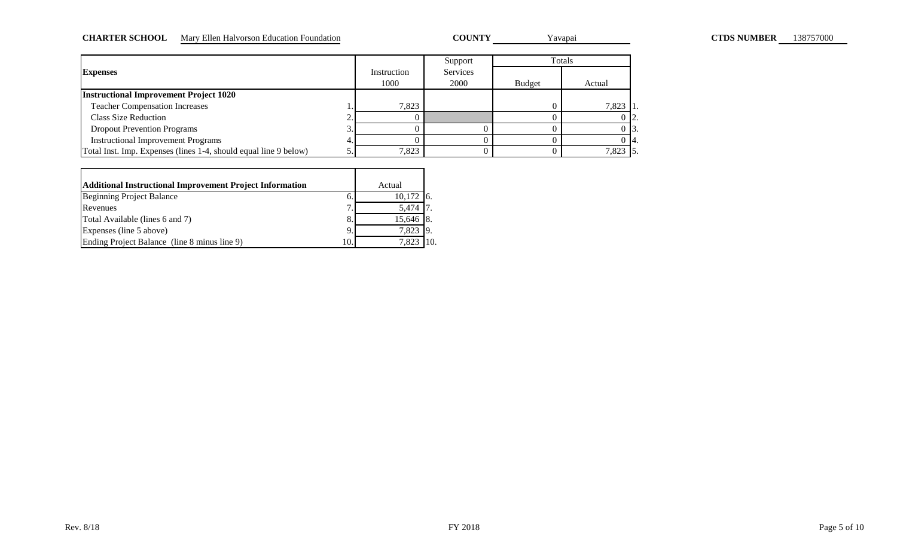**CHARTER SCHOOL** Mary Ellen Halvorson Education Foundation **COUNTY** Yavapai **CTDS NUMBER** 138757000

| **Expenses** | | Instruction 1000 | Support Services 2000 | Totals Budget | Totals Actual | |
|---|---|---|---|---|---|---|
| **Instructional Improvement Project 1020** | | | | | | |
| Teacher Compensation Increases | 1. | 7,823 | | 0 | 7,823 | 1. |
| Class Size Reduction | 2. | 0 | | 0 | 0 | 2. |
| Dropout Prevention Programs | 3. | 0 | 0 | 0 | 0 | 3. |
| Instructional Improvement Programs | 4. | 0 | 0 | 0 | 0 | 4. |
| Total Inst. Imp. Expenses (lines 1-4, should equal line 9 below) | 5. | 7,823 | 0 | 0 | 7,823 | 5. |

| **Additional Instructional Improvement Project Information** | | Actual | |
|---|---|---|---|
| Beginning Project Balance | 6. | 10,172 | 6. |
| Revenues | 7. | 5,474 | 7. |
| Total Available (lines 6 and 7) | 8. | 15,646 | 8. |
| Expenses (line 5 above) | 9. | 7,823 | 9. |
| Ending Project Balance (line 8 minus line 9) | 10. | 7,823 | 10. |

Rev. 8/18 FY 2018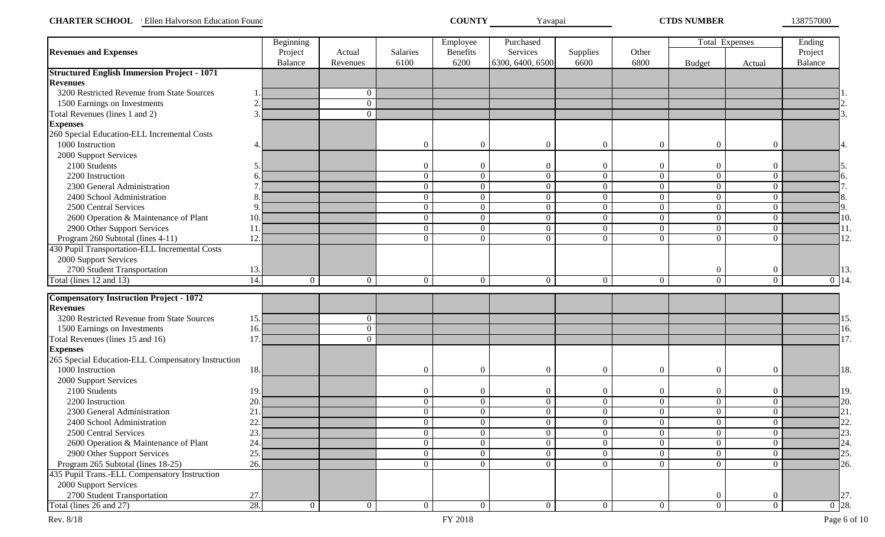**CHARTER SCHOOL** Ellen Halvorson Education Found **COUNTY** Yavapai **CTDS NUMBER** 138757000

| Revenues and Expenses | | Beginning Project Balance | Actual Revenues | Salaries 6100 | Employee Benefits 6200 | Purchased Services 6300, 6400, 6500 | Supplies 6600 | Other 6800 | Total Expenses Budget | Total Expenses Actual | Ending Project Balance | |
|---|---|---|---|---|---|---|---|---|---|---|---|---|
| **Structured English Immersion Project - 1071** | | | | | | | | | | | | |
| **Revenues** | | | | | | | | | | | | |
| 3200 Restricted Revenue from State Sources | 1. | | 0 | | | | | | | | | 1. |
| 1500 Earnings on Investments | 2. | | 0 | | | | | | | | | 2. |
| Total Revenues (lines 1 and 2) | 3. | | 0 | | | | | | | | | 3. |
| **Expenses** | | | | | | | | | | | | |
| 260 Special Education-ELL Incremental Costs | | | | | | | | | | | | |
| 1000 Instruction | 4. | | | 0 | 0 | 0 | 0 | 0 | 0 | 0 | | 4. |
| 2000 Support Services | | | | | | | | | | | | |
| 2100 Students | 5. | | | 0 | 0 | 0 | 0 | 0 | 0 | 0 | | 5. |
| 2200 Instruction | 6. | | | 0 | 0 | 0 | 0 | 0 | 0 | 0 | | 6. |
| 2300 General Administration | 7. | | | 0 | 0 | 0 | 0 | 0 | 0 | 0 | | 7. |
| 2400 School Administration | 8. | | | 0 | 0 | 0 | 0 | 0 | 0 | 0 | | 8. |
| 2500 Central Services | 9. | | | 0 | 0 | 0 | 0 | 0 | 0 | 0 | | 9. |
| 2600 Operation & Maintenance of Plant | 10. | | | 0 | 0 | 0 | 0 | 0 | 0 | 0 | | 10. |
| 2900 Other Support Services | 11. | | | 0 | 0 | 0 | 0 | 0 | 0 | 0 | | 11. |
| Program 260 Subtotal (lines 4-11) | 12. | | | 0 | 0 | 0 | 0 | 0 | 0 | 0 | | 12. |
| 430 Pupil Transportation-ELL Incremental Costs | | | | | | | | | | | | |
| 2000 Support Services | | | | | | | | | | | | |
| 2700 Student Transportation | 13. | | | | | | | | 0 | 0 | | 13. |
| Total (lines 12 and 13) | 14. | 0 | 0 | 0 | 0 | 0 | 0 | 0 | 0 | 0 | 0 | 14. |
| **Compensatory Instruction Project - 1072** | | | | | | | | | | | | |
| **Revenues** | | | | | | | | | | | | |
| 3200 Restricted Revenue from State Sources | 15. | | 0 | | | | | | | | | 15. |
| 1500 Earnings on Investments | 16. | | 0 | | | | | | | | | 16. |
| Total Revenues (lines 15 and 16) | 17. | | 0 | | | | | | | | | 17. |
| **Expenses** | | | | | | | | | | | | |
| 265 Special Education-ELL Compensatory Instruction | | | | | | | | | | | | |
| 1000 Instruction | 18. | | | 0 | 0 | 0 | 0 | 0 | 0 | 0 | | 18. |
| 2000 Support Services | | | | | | | | | | | | |
| 2100 Students | 19. | | | 0 | 0 | 0 | 0 | 0 | 0 | 0 | | 19. |
| 2200 Instruction | 20. | | | 0 | 0 | 0 | 0 | 0 | 0 | 0 | | 20. |
| 2300 General Administration | 21. | | | 0 | 0 | 0 | 0 | 0 | 0 | 0 | | 21. |
| 2400 School Administration | 22. | | | 0 | 0 | 0 | 0 | 0 | 0 | 0 | | 22. |
| 2500 Central Services | 23. | | | 0 | 0 | 0 | 0 | 0 | 0 | 0 | | 23. |
| 2600 Operation & Maintenance of Plant | 24. | | | 0 | 0 | 0 | 0 | 0 | 0 | 0 | | 24. |
| 2900 Other Support Services | 25. | | | 0 | 0 | 0 | 0 | 0 | 0 | 0 | | 25. |
| Program 265 Subtotal (lines 18-25) | 26. | | | 0 | 0 | 0 | 0 | 0 | 0 | 0 | | 26. |
| 435 Pupil Trans.-ELL Compensatory Instruction | | | | | | | | | | | | |
| 2000 Support Services | | | | | | | | | | | | |
| 2700 Student Transportation | 27. | | | | | | | | 0 | 0 | | 27. |
| Total (lines 26 and 27) | 28. | 0 | 0 | 0 | 0 | 0 | 0 | 0 | 0 | 0 | 0 | 28. |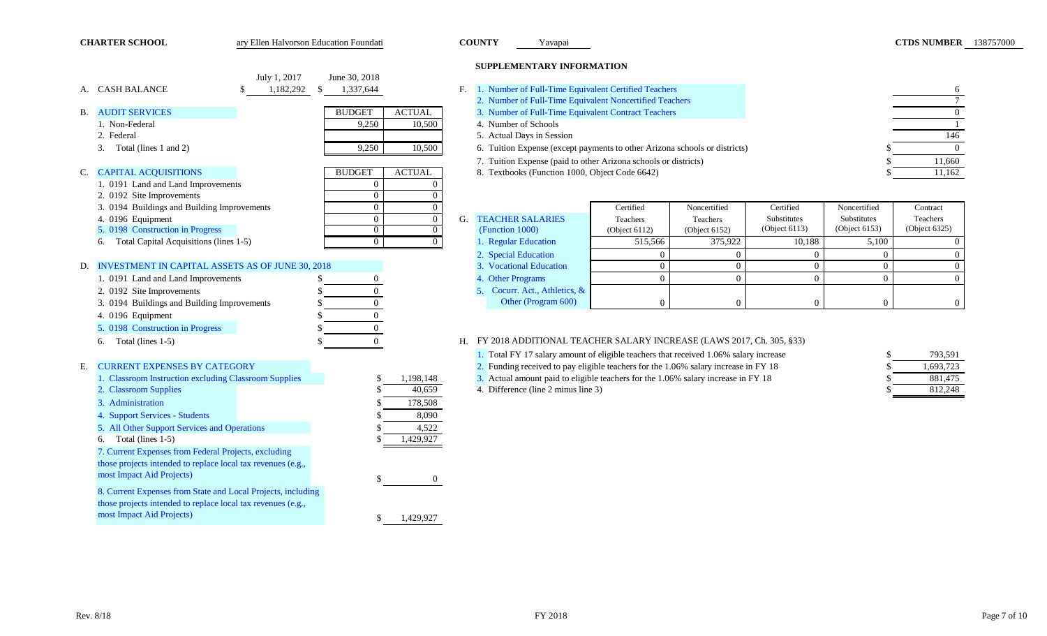**CHARTER SCHOOL** ary Ellen Halvorson Education Foundati **COUNTY** Yavapai **CTDS NUMBER** 138757000

| | | July 1, 2017 | June 30, 2018 |
|---|---|---|---|
| A. | CASH BALANCE | $ 1,182,292 | $ 1,337,644 |

| B. AUDIT SERVICES | BUDGET | ACTUAL |
|---|---|---|
| 1. Non-Federal | 9,250 | 10,500 |
| 2. Federal | | |
| 3. Total (lines 1 and 2) | 9,250 | 10,500 |

| C. CAPITAL ACQUISITIONS | BUDGET | ACTUAL |
|---|---|---|
| 1. 0191 Land and Land Improvements | 0 | 0 |
| 2. 0192 Site Improvements | 0 | 0 |
| 3. 0194 Buildings and Building Improvements | 0 | 0 |
| 4. 0196 Equipment | 0 | 0 |
| 5. 0198 Construction in Progress | 0 | 0 |
| 6. Total Capital Acquisitions (lines 1-5) | 0 | 0 |

| D. INVESTMENT IN CAPITAL ASSETS AS OF JUNE 30, 2018 | |
|---|---|
| 1. 0191 Land and Land Improvements | $ 0 |
| 2. 0192 Site Improvements | $ 0 |
| 3. 0194 Buildings and Building Improvements | $ 0 |
| 4. 0196 Equipment | $ 0 |
| 5. 0198 Construction in Progress | $ 0 |
| 6. Total (lines 1-5) | $ 0 |

| E. CURRENT EXPENSES BY CATEGORY | |
|---|---|
| 1. Classroom Instruction excluding Classroom Supplies | $ 1,198,148 |
| 2. Classroom Supplies | $ 40,659 |
| 3. Administration | $ 178,508 |
| 4. Support Services - Students | $ 8,090 |
| 5. All Other Support Services and Operations | $ 4,522 |
| 6. Total (lines 1-5) | $ 1,429,927 |
| 7. Current Expenses from Federal Projects, excluding those projects intended to replace local tax revenues (e.g., most Impact Aid Projects) | $ 0 |
| 8. Current Expenses from State and Local Projects, including those projects intended to replace local tax revenues (e.g., most Impact Aid Projects) | $ 1,429,927 |

## SUPPLEMENTARY INFORMATION

| F. | |
|---|---|
| 1. Number of Full-Time Equivalent Certified Teachers | 6 |
| 2. Number of Full-Time Equivalent Noncertified Teachers | 7 |
| 3. Number of Full-Time Equivalent Contract Teachers | 0 |
| 4. Number of Schools | 1 |
| 5. Actual Days in Session | 146 |
| 6. Tuition Expense (except payments to other Arizona schools or districts) | $ 0 |
| 7. Tuition Expense (paid to other Arizona schools or districts) | $ 11,660 |
| 8. Textbooks (Function 1000, Object Code 6642) | $ 11,162 |

| G. TEACHER SALARIES (Function 1000) | Certified Teachers (Object 6112) | Noncertified Teachers (Object 6152) | Certified Substitutes (Object 6113) | Noncertified Substitutes (Object 6153) | Contract Teachers (Object 6325) |
|---|---|---|---|---|---|
| 1. Regular Education | 515,566 | 375,922 | 10,188 | 5,100 | 0 |
| 2. Special Education | 0 | 0 | 0 | 0 | 0 |
| 3. Vocational Education | 0 | 0 | 0 | 0 | 0 |
| 4. Other Programs | 0 | 0 | 0 | 0 | 0 |
| 5. Cocurr. Act., Athletics, & Other (Program 600) | 0 | 0 | 0 | 0 | 0 |

| H. FY 2018 ADDITIONAL TEACHER SALARY INCREASE (LAWS 2017, Ch. 305, §33) | |
|---|---|
| 1. Total FY 17 salary amount of eligible teachers that received 1.06% salary increase | $ 793,591 |
| 2. Funding received to pay eligible teachers for the 1.06% salary increase in FY 18 | $ 1,693,723 |
| 3. Actual amount paid to eligible teachers for the 1.06% salary increase in FY 18 | $ 881,475 |
| 4. Difference (line 2 minus line 3) | $ 812,248 |

Rev. 8/18 FY 2018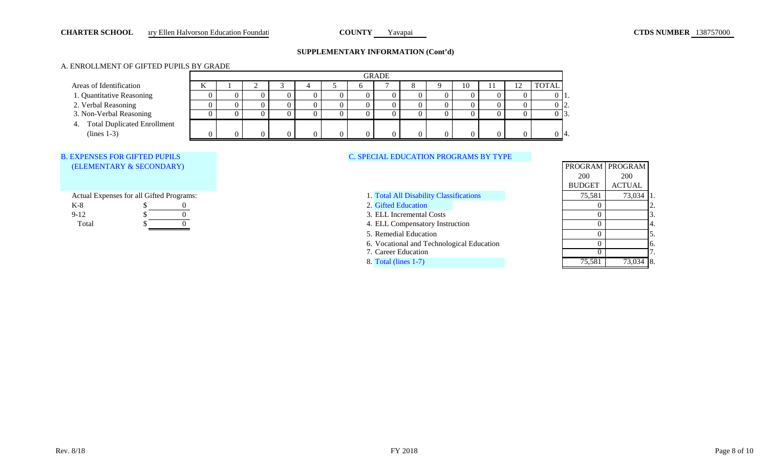**CHARTER SCHOOL** ary Ellen Halvorson Education Foundati **COUNTY** Yavapai **CTDS NUMBER** 138757000

## SUPPLEMENTARY INFORMATION (Cont'd)

### A. ENROLLMENT OF GIFTED PUPILS BY GRADE

| Areas of Identification | K | 1 | 2 | 3 | 4 | 5 | 6 | 7 | 8 | 9 | 10 | 11 | 12 | TOTAL | |
|---|---|---|---|---|---|---|---|---|---|---|---|---|---|---|---|
| 1. Quantitative Reasoning | 0 | 0 | 0 | 0 | 0 | 0 | 0 | 0 | 0 | 0 | 0 | 0 | 0 | 0 | 1. |
| 2. Verbal Reasoning | 0 | 0 | 0 | 0 | 0 | 0 | 0 | 0 | 0 | 0 | 0 | 0 | 0 | 0 | 2. |
| 3. Non-Verbal Reasoning | 0 | 0 | 0 | 0 | 0 | 0 | 0 | 0 | 0 | 0 | 0 | 0 | 0 | 0 | 3. |
| 4. Total Duplicated Enrollment (lines 1-3) | 0 | 0 | 0 | 0 | 0 | 0 | 0 | 0 | 0 | 0 | 0 | 0 | 0 | 0 | 4. |

### B. EXPENSES FOR GIFTED PUPILS (ELEMENTARY & SECONDARY)

Actual Expenses for all Gifted Programs:

| | |
|---|---|
| K-8 | $ 0 |
| 9-12 | $ 0 |
| Total | $ 0 |

### C. SPECIAL EDUCATION PROGRAMS BY TYPE

| | PROGRAM 200 BUDGET | PROGRAM 200 ACTUAL | |
|---|---|---|---|
| 1. Total All Disability Classifications | 75,581 | 73,034 | 1. |
| 2. Gifted Education | 0 | | 2. |
| 3. ELL Incremental Costs | 0 | | 3. |
| 4. ELL Compensatory Instruction | 0 | | 4. |
| 5. Remedial Education | 0 | | 5. |
| 6. Vocational and Technological Education | 0 | | 6. |
| 7. Career Education | 0 | | 7. |
| 8. Total (lines 1-7) | 75,581 | 73,034 | 8. |

Rev. 8/18 FY 2018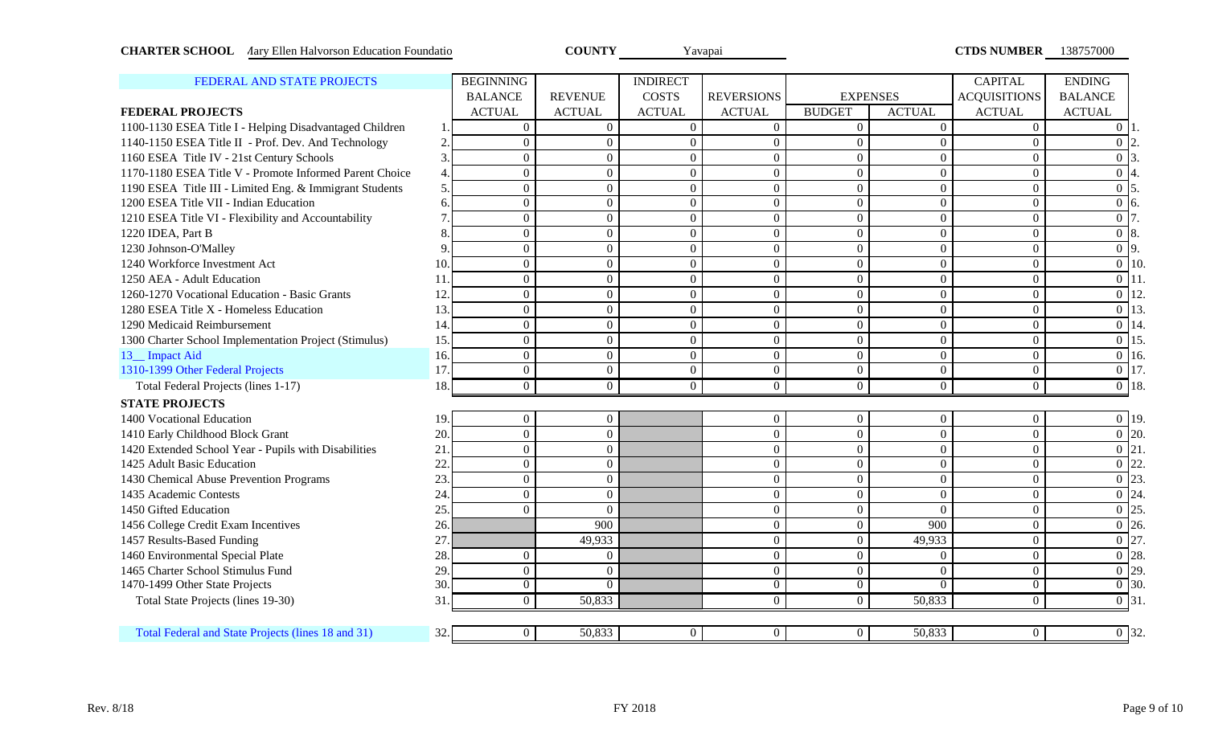**CHARTER SCHOOL** Mary Ellen Halvorson Education Foundatio **COUNTY** Yavapai **CTDS NUMBER** 138757000

| FEDERAL AND STATE PROJECTS | | BEGINNING BALANCE ACTUAL | REVENUE ACTUAL | INDIRECT COSTS ACTUAL | REVERSIONS ACTUAL | EXPENSES BUDGET | EXPENSES ACTUAL | CAPITAL ACQUISITIONS ACTUAL | ENDING BALANCE ACTUAL | |
|---|---|---|---|---|---|---|---|---|---|---|
| **FEDERAL PROJECTS** | | | | | | | | | | |
| 1100-1130 ESEA Title I - Helping Disadvantaged Children | 1. | 0 | 0 | 0 | 0 | 0 | 0 | 0 | 0 | 1. |
| 1140-1150 ESEA Title II - Prof. Dev. And Technology | 2. | 0 | 0 | 0 | 0 | 0 | 0 | 0 | 0 | 2. |
| 1160 ESEA Title IV - 21st Century Schools | 3. | 0 | 0 | 0 | 0 | 0 | 0 | 0 | 0 | 3. |
| 1170-1180 ESEA Title V - Promote Informed Parent Choice | 4. | 0 | 0 | 0 | 0 | 0 | 0 | 0 | 0 | 4. |
| 1190 ESEA Title III - Limited Eng. & Immigrant Students | 5. | 0 | 0 | 0 | 0 | 0 | 0 | 0 | 0 | 5. |
| 1200 ESEA Title VII - Indian Education | 6. | 0 | 0 | 0 | 0 | 0 | 0 | 0 | 0 | 6. |
| 1210 ESEA Title VI - Flexibility and Accountability | 7. | 0 | 0 | 0 | 0 | 0 | 0 | 0 | 0 | 7. |
| 1220 IDEA, Part B | 8. | 0 | 0 | 0 | 0 | 0 | 0 | 0 | 0 | 8. |
| 1230 Johnson-O'Malley | 9. | 0 | 0 | 0 | 0 | 0 | 0 | 0 | 0 | 9. |
| 1240 Workforce Investment Act | 10. | 0 | 0 | 0 | 0 | 0 | 0 | 0 | 0 | 10. |
| 1250 AEA - Adult Education | 11. | 0 | 0 | 0 | 0 | 0 | 0 | 0 | 0 | 11. |
| 1260-1270 Vocational Education - Basic Grants | 12. | 0 | 0 | 0 | 0 | 0 | 0 | 0 | 0 | 12. |
| 1280 ESEA Title X - Homeless Education | 13. | 0 | 0 | 0 | 0 | 0 | 0 | 0 | 0 | 13. |
| 1290 Medicaid Reimbursement | 14. | 0 | 0 | 0 | 0 | 0 | 0 | 0 | 0 | 14. |
| 1300 Charter School Implementation Project (Stimulus) | 15. | 0 | 0 | 0 | 0 | 0 | 0 | 0 | 0 | 15. |
| 13__ Impact Aid | 16. | 0 | 0 | 0 | 0 | 0 | 0 | 0 | 0 | 16. |
| 1310-1399 Other Federal Projects | 17. | 0 | 0 | 0 | 0 | 0 | 0 | 0 | 0 | 17. |
| Total Federal Projects (lines 1-17) | 18. | 0 | 0 | 0 | 0 | 0 | 0 | 0 | 0 | 18. |
| **STATE PROJECTS** | | | | | | | | | | |
| 1400 Vocational Education | 19. | 0 | 0 | | 0 | 0 | 0 | 0 | 0 | 19. |
| 1410 Early Childhood Block Grant | 20. | 0 | 0 | | 0 | 0 | 0 | 0 | 0 | 20. |
| 1420 Extended School Year - Pupils with Disabilities | 21. | 0 | 0 | | 0 | 0 | 0 | 0 | 0 | 21. |
| 1425 Adult Basic Education | 22. | 0 | 0 | | 0 | 0 | 0 | 0 | 0 | 22. |
| 1430 Chemical Abuse Prevention Programs | 23. | 0 | 0 | | 0 | 0 | 0 | 0 | 0 | 23. |
| 1435 Academic Contests | 24. | 0 | 0 | | 0 | 0 | 0 | 0 | 0 | 24. |
| 1450 Gifted Education | 25. | 0 | 0 | | 0 | 0 | 0 | 0 | 0 | 25. |
| 1456 College Credit Exam Incentives | 26. | | 900 | | 0 | 0 | 900 | 0 | 0 | 26. |
| 1457 Results-Based Funding | 27. | | 49,933 | | 0 | 0 | 49,933 | 0 | 0 | 27. |
| 1460 Environmental Special Plate | 28. | 0 | 0 | | 0 | 0 | 0 | 0 | 0 | 28. |
| 1465 Charter School Stimulus Fund | 29. | 0 | 0 | | 0 | 0 | 0 | 0 | 0 | 29. |
| 1470-1499 Other State Projects | 30. | 0 | 0 | | 0 | 0 | 0 | 0 | 0 | 30. |
| Total State Projects (lines 19-30) | 31. | 0 | 50,833 | | 0 | 0 | 50,833 | 0 | 0 | 31. |
| Total Federal and State Projects (lines 18 and 31) | 32. | 0 | 50,833 | 0 | 0 | 0 | 50,833 | 0 | 0 | 32. |

Rev. 8/18 FY 2018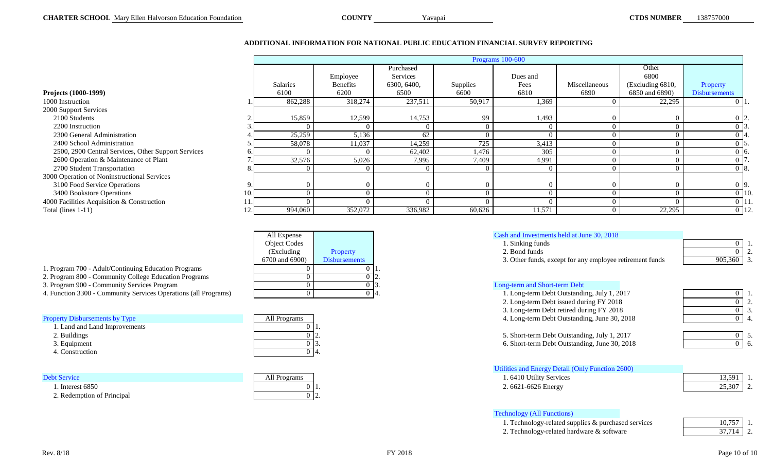**CHARTER SCHOOL** Mary Ellen Halvorson Education Foundation **COUNTY** Yavapai **CTDS NUMBER** 138757000

## ADDITIONAL INFORMATION FOR NATIONAL PUBLIC EDUCATION FINANCIAL SURVEY REPORTING

| Projects (1000-1999) | | Programs 100-600 | | | | | | | | |
|---|---|---|---|---|---|---|---|---|---|---|
| | | Salaries 6100 | Employee Benefits 6200 | Purchased Services 6300, 6400, 6500 | Supplies 6600 | Dues and Fees 6810 | Miscellaneous 6890 | Other 6800 (Excluding 6810, 6850 and 6890) | Property Disbursements | |
| 1000 Instruction | 1. | 862,288 | 318,274 | 237,511 | 50,917 | 1,369 | 0 | 22,295 | 0 | 1. |
| 2000 Support Services | | | | | | | | | | |
| 2100 Students | 2. | 15,859 | 12,599 | 14,753 | 99 | 1,493 | 0 | 0 | 0 | 2. |
| 2200 Instruction | 3. | 0 | 0 | 0 | 0 | 0 | 0 | 0 | 0 | 3. |
| 2300 General Administration | 4. | 25,259 | 5,136 | 62 | 0 | 0 | 0 | 0 | 0 | 4. |
| 2400 School Administration | 5. | 58,078 | 11,037 | 14,259 | 725 | 3,413 | 0 | 0 | 0 | 5. |
| 2500, 2900 Central Services, Other Support Services | 6. | 0 | 0 | 62,402 | 1,476 | 305 | 0 | 0 | 0 | 6. |
| 2600 Operation & Maintenance of Plant | 7. | 32,576 | 5,026 | 7,995 | 7,409 | 4,991 | 0 | 0 | 0 | 7. |
| 2700 Student Transportation | 8. | 0 | 0 | 0 | 0 | 0 | 0 | 0 | 0 | 8. |
| 3000 Operation of Noninstructional Services | | | | | | | | | | |
| 3100 Food Service Operations | 9. | 0 | 0 | 0 | 0 | 0 | 0 | 0 | 0 | 9. |
| 3400 Bookstore Operations | 10. | 0 | 0 | 0 | 0 | 0 | 0 | 0 | 0 | 10. |
| 4000 Facilities Acquisition & Construction | 11. | 0 | 0 | 0 | 0 | 0 | 0 | 0 | 0 | 11. |
| Total (lines 1-11) | 12. | 994,060 | 352,072 | 336,982 | 60,626 | 11,571 | 0 | 22,295 | 0 | 12. |

| | All Expense Object Codes (Excluding 6700 and 6900) | Property Disbursements | |
|---|---|---|---|
| 1. Program 700 - Adult/Continuing Education Programs | 0 | 0 | 1. |
| 2. Program 800 - Community College Education Programs | 0 | 0 | 2. |
| 3. Program 900 - Community Services Program | 0 | 0 | 3. |
| 4. Function 3300 - Community Services Operations (all Programs) | 0 | 0 | 4. |

| Property Disbursements by Type | All Programs | |
|---|---|---|
| 1. Land and Land Improvements | 0 | 1. |
| 2. Buildings | 0 | 2. |
| 3. Equipment | 0 | 3. |
| 4. Construction | 0 | 4. |

| Debt Service | All Programs | |
|---|---|---|
| 1. Interest 6850 | 0 | 1. |
| 2. Redemption of Principal | 0 | 2. |

| Cash and Investments held at June 30, 2018 | | |
|---|---|---|
| 1. Sinking funds | 0 | 1. |
| 2. Bond funds | 0 | 2. |
| 3. Other funds, except for any employee retirement funds | 905,360 | 3. |

| Long-term and Short-term Debt | | |
|---|---|---|
| 1. Long-term Debt Outstanding, July 1, 2017 | 0 | 1. |
| 2. Long-term Debt issued during FY 2018 | 0 | 2. |
| 3. Long-term Debt retired during FY 2018 | 0 | 3. |
| 4. Long-term Debt Outstanding, June 30, 2018 | 0 | 4. |
| 5. Short-term Debt Outstanding, July 1, 2017 | 0 | 5. |
| 6. Short-term Debt Outstanding, June 30, 2018 | 0 | 6. |

| Utilities and Energy Detail (Only Function 2600) | | |
|---|---|---|
| 1. 6410 Utility Services | 13,591 | 1. |
| 2. 6621-6626 Energy | 25,307 | 2. |

| Technology (All Functions) | | |
|---|---|---|
| 1. Technology-related supplies & purchased services | 10,757 | 1. |
| 2. Technology-related hardware & software | 37,714 | 2. |

Rev. 8/18 FY 2018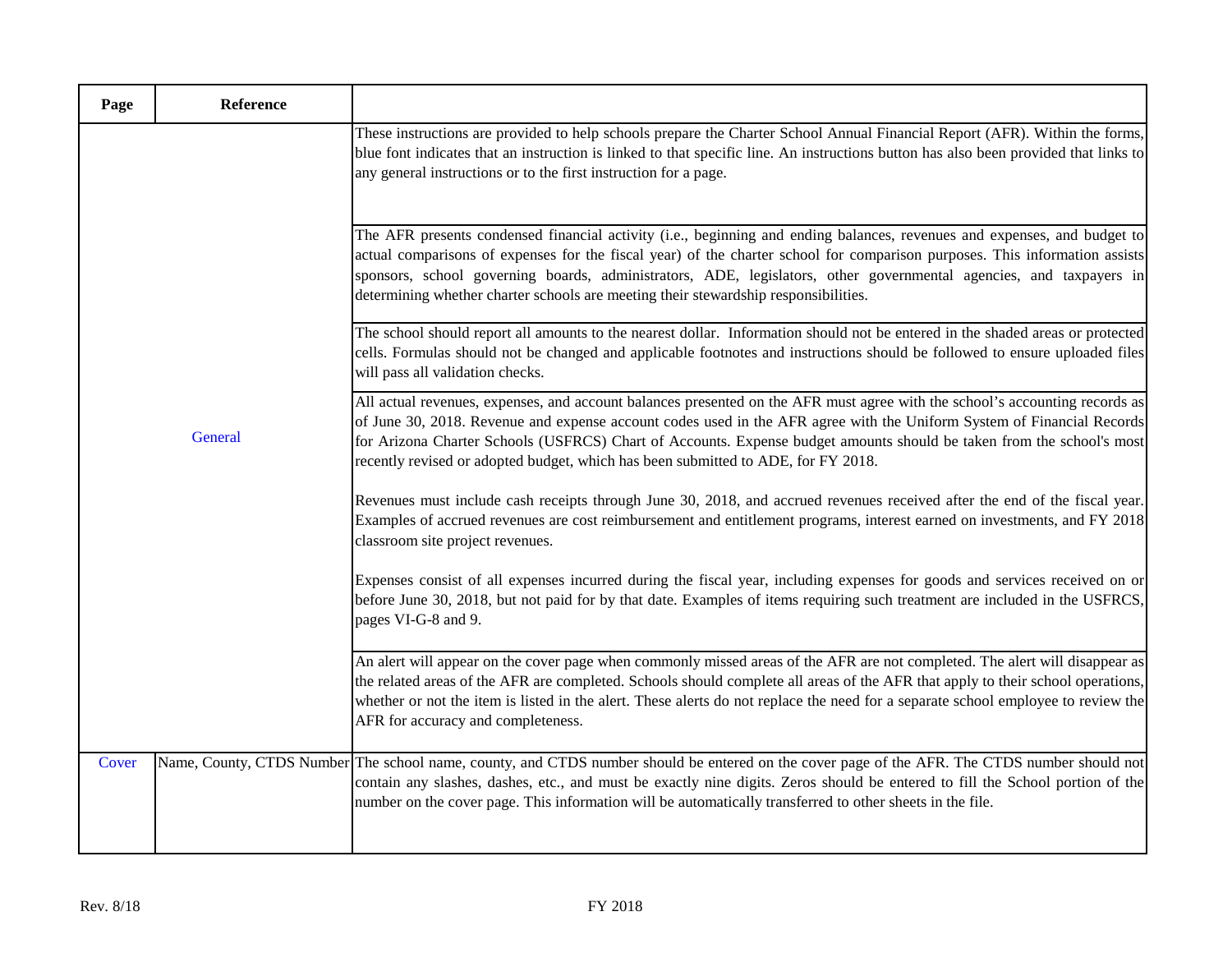| Page | Reference | |
|---|---|---|
| General | | These instructions are provided to help schools prepare the Charter School Annual Financial Report (AFR). Within the forms, blue font indicates that an instruction is linked to that specific line. An instructions button has also been provided that links to any general instructions or to the first instruction for a page. |
| | | The AFR presents condensed financial activity (i.e., beginning and ending balances, revenues and expenses, and budget to actual comparisons of expenses for the fiscal year) of the charter school for comparison purposes. This information assists sponsors, school governing boards, administrators, ADE, legislators, other governmental agencies, and taxpayers in determining whether charter schools are meeting their stewardship responsibilities. |
| | | The school should report all amounts to the nearest dollar. Information should not be entered in the shaded areas or protected cells. Formulas should not be changed and applicable footnotes and instructions should be followed to ensure uploaded files will pass all validation checks. |
| | | All actual revenues, expenses, and account balances presented on the AFR must agree with the school's accounting records as of June 30, 2018. Revenue and expense account codes used in the AFR agree with the Uniform System of Financial Records for Arizona Charter Schools (USFRCS) Chart of Accounts. Expense budget amounts should be taken from the school's most recently revised or adopted budget, which has been submitted to ADE, for FY 2018.<br><br>Revenues must include cash receipts through June 30, 2018, and accrued revenues received after the end of the fiscal year. Examples of accrued revenues are cost reimbursement and entitlement programs, interest earned on investments, and FY 2018 classroom site project revenues.<br><br>Expenses consist of all expenses incurred during the fiscal year, including expenses for goods and services received on or before June 30, 2018, but not paid for by that date. Examples of items requiring such treatment are included in the USFRCS, pages VI-G-8 and 9. |
| | | An alert will appear on the cover page when commonly missed areas of the AFR are not completed. The alert will disappear as the related areas of the AFR are completed. Schools should complete all areas of the AFR that apply to their school operations, whether or not the item is listed in the alert. These alerts do not replace the need for a separate school employee to review the AFR for accuracy and completeness. |
| Cover | Name, County, CTDS Number | The school name, county, and CTDS number should be entered on the cover page of the AFR. The CTDS number should not contain any slashes, dashes, etc., and must be exactly nine digits. Zeros should be entered to fill the School portion of the number on the cover page. This information will be automatically transferred to other sheets in the file. |

Rev. 8/18

FY 2018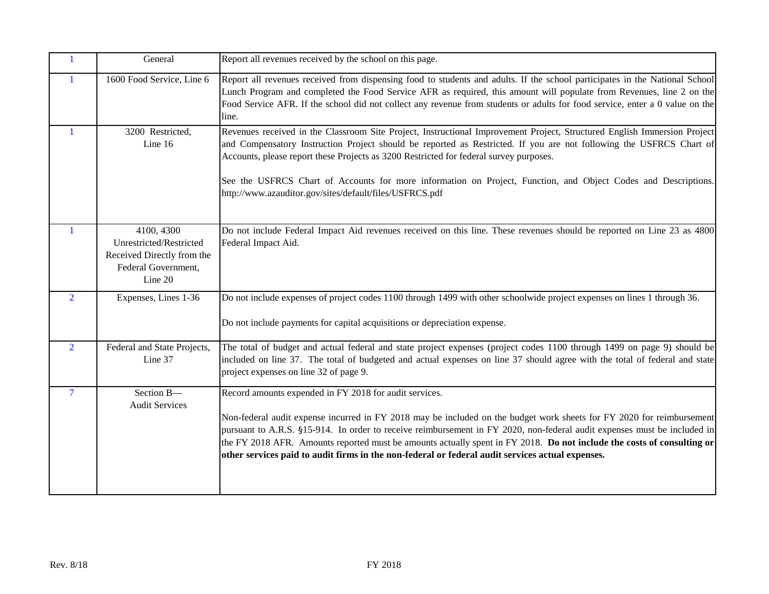| | | |
|---|---|---|
| 1 | General | Report all revenues received by the school on this page. |
| 1 | 1600 Food Service, Line 6 | Report all revenues received from dispensing food to students and adults. If the school participates in the National School Lunch Program and completed the Food Service AFR as required, this amount will populate from Revenues, line 2 on the Food Service AFR. If the school did not collect any revenue from students or adults for food service, enter a 0 value on the line. |
| 1 | 3200 Restricted, Line 16 | Revenues received in the Classroom Site Project, Instructional Improvement Project, Structured English Immersion Project and Compensatory Instruction Project should be reported as Restricted. If you are not following the USFRCS Chart of Accounts, please report these Projects as 3200 Restricted for federal survey purposes.<br><br>See the USFRCS Chart of Accounts for more information on Project, Function, and Object Codes and Descriptions. http://www.azauditor.gov/sites/default/files/USFRCS.pdf |
| 1 | 4100, 4300 Unrestricted/Restricted Received Directly from the Federal Government, Line 20 | Do not include Federal Impact Aid revenues received on this line. These revenues should be reported on Line 23 as 4800 Federal Impact Aid. |
| 2 | Expenses, Lines 1-36 | Do not include expenses of project codes 1100 through 1499 with other schoolwide project expenses on lines 1 through 36.<br><br>Do not include payments for capital acquisitions or depreciation expense. |
| 2 | Federal and State Projects, Line 37 | The total of budget and actual federal and state project expenses (project codes 1100 through 1499 on page 9) should be included on line 37. The total of budgeted and actual expenses on line 37 should agree with the total of federal and state project expenses on line 32 of page 9. |
| 7 | Section B—Audit Services | Record amounts expended in FY 2018 for audit services.<br><br>Non-federal audit expense incurred in FY 2018 may be included on the budget work sheets for FY 2020 for reimbursement pursuant to A.R.S. §15-914. In order to receive reimbursement in FY 2020, non-federal audit expenses must be included in the FY 2018 AFR. Amounts reported must be amounts actually spent in FY 2018. **Do not include the costs of consulting or other services paid to audit firms in the non-federal or federal audit services actual expenses.** |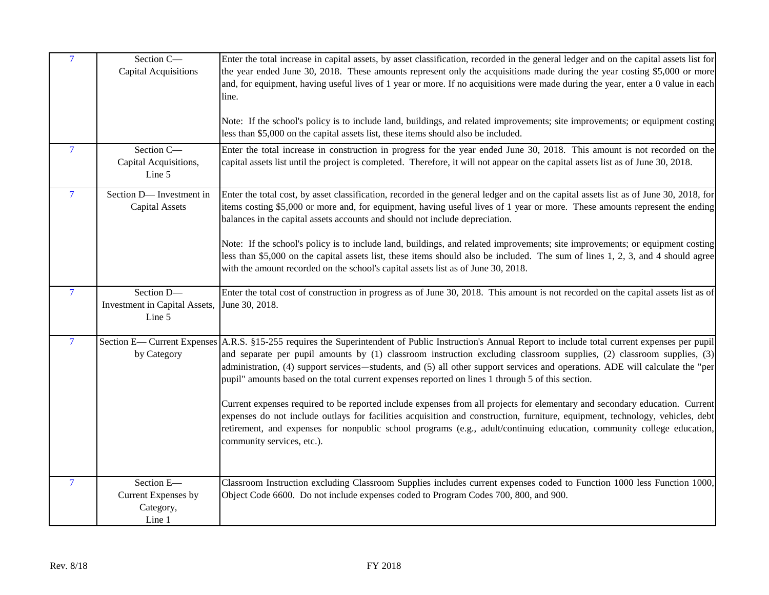| | | |
|---|---|---|
| 7 | Section C—<br>Capital Acquisitions | Enter the total increase in capital assets, by asset classification, recorded in the general ledger and on the capital assets list for the year ended June 30, 2018. These amounts represent only the acquisitions made during the year costing $5,000 or more and, for equipment, having useful lives of 1 year or more. If no acquisitions were made during the year, enter a 0 value in each line.<br><br>Note: If the school's policy is to include land, buildings, and related improvements; site improvements; or equipment costing less than $5,000 on the capital assets list, these items should also be included. |
| 7 | Section C—<br>Capital Acquisitions,<br>Line 5 | Enter the total increase in construction in progress for the year ended June 30, 2018. This amount is not recorded on the capital assets list until the project is completed. Therefore, it will not appear on the capital assets list as of June 30, 2018. |
| 7 | Section D— Investment in Capital Assets | Enter the total cost, by asset classification, recorded in the general ledger and on the capital assets list as of June 30, 2018, for items costing $5,000 or more and, for equipment, having useful lives of 1 year or more. These amounts represent the ending balances in the capital assets accounts and should not include depreciation.<br><br>Note: If the school's policy is to include land, buildings, and related improvements; site improvements; or equipment costing less than $5,000 on the capital assets list, these items should also be included. The sum of lines 1, 2, 3, and 4 should agree with the amount recorded on the school's capital assets list as of June 30, 2018. |
| 7 | Section D—<br>Investment in Capital Assets,<br>Line 5 | Enter the total cost of construction in progress as of June 30, 2018. This amount is not recorded on the capital assets list as of June 30, 2018. |
| 7 | Section E— Current Expenses by Category | A.R.S. §15-255 requires the Superintendent of Public Instruction's Annual Report to include total current expenses per pupil and separate per pupil amounts by (1) classroom instruction excluding classroom supplies, (2) classroom supplies, (3) administration, (4) support services—students, and (5) all other support services and operations. ADE will calculate the "per pupil" amounts based on the total current expenses reported on lines 1 through 5 of this section.<br><br>Current expenses required to be reported include expenses from all projects for elementary and secondary education. Current expenses do not include outlays for facilities acquisition and construction, furniture, equipment, technology, vehicles, debt retirement, and expenses for nonpublic school programs (e.g., adult/continuing education, community college education, community services, etc.). |
| 7 | Section E—<br>Current Expenses by Category,<br>Line 1 | Classroom Instruction excluding Classroom Supplies includes current expenses coded to Function 1000 less Function 1000, Object Code 6600. Do not include expenses coded to Program Codes 700, 800, and 900. |

Rev. 8/18 FY 2018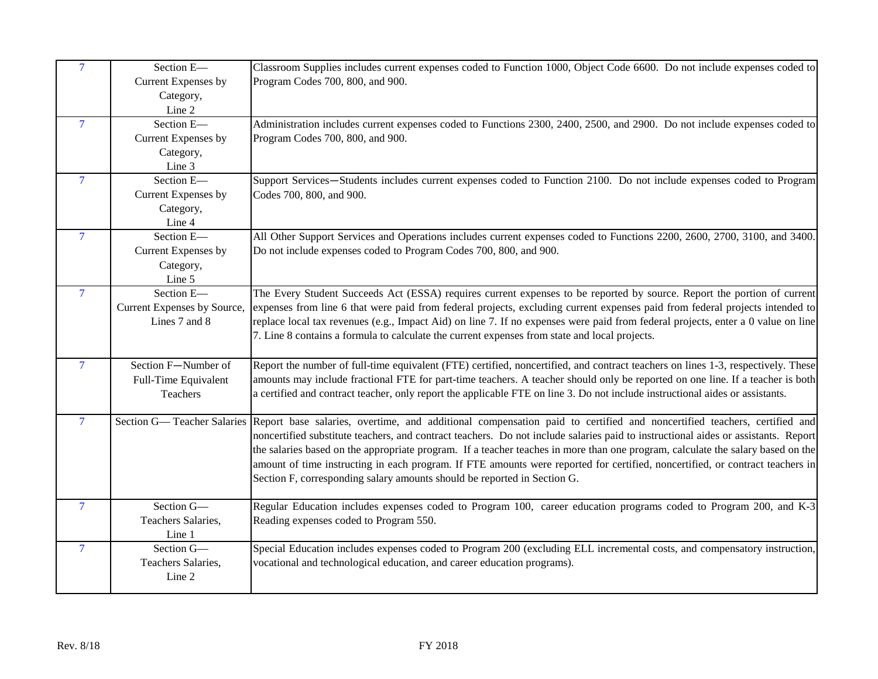| | | |
|---|---|---|
| 7 | Section E— Current Expenses by Category, Line 2 | Classroom Supplies includes current expenses coded to Function 1000, Object Code 6600. Do not include expenses coded to Program Codes 700, 800, and 900. |
| 7 | Section E— Current Expenses by Category, Line 3 | Administration includes current expenses coded to Functions 2300, 2400, 2500, and 2900. Do not include expenses coded to Program Codes 700, 800, and 900. |
| 7 | Section E— Current Expenses by Category, Line 4 | Support Services—Students includes current expenses coded to Function 2100. Do not include expenses coded to Program Codes 700, 800, and 900. |
| 7 | Section E— Current Expenses by Category, Line 5 | All Other Support Services and Operations includes current expenses coded to Functions 2200, 2600, 2700, 3100, and 3400. Do not include expenses coded to Program Codes 700, 800, and 900. |
| 7 | Section E— Current Expenses by Source, Lines 7 and 8 | The Every Student Succeeds Act (ESSA) requires current expenses to be reported by source. Report the portion of current expenses from line 6 that were paid from federal projects, excluding current expenses paid from federal projects intended to replace local tax revenues (e.g., Impact Aid) on line 7. If no expenses were paid from federal projects, enter a 0 value on line 7. Line 8 contains a formula to calculate the current expenses from state and local projects. |
| 7 | Section F—Number of Full-Time Equivalent Teachers | Report the number of full-time equivalent (FTE) certified, noncertified, and contract teachers on lines 1-3, respectively. These amounts may include fractional FTE for part-time teachers. A teacher should only be reported on one line. If a teacher is both a certified and contract teacher, only report the applicable FTE on line 3. Do not include instructional aides or assistants. |
| 7 | Section G— Teacher Salaries | Report base salaries, overtime, and additional compensation paid to certified and noncertified teachers, certified and noncertified substitute teachers, and contract teachers. Do not include salaries paid to instructional aides or assistants. Report the salaries based on the appropriate program. If a teacher teaches in more than one program, calculate the salary based on the amount of time instructing in each program. If FTE amounts were reported for certified, noncertified, or contract teachers in Section F, corresponding salary amounts should be reported in Section G. |
| 7 | Section G— Teachers Salaries, Line 1 | Regular Education includes expenses coded to Program 100, career education programs coded to Program 200, and K-3 Reading expenses coded to Program 550. |
| 7 | Section G— Teachers Salaries, Line 2 | Special Education includes expenses coded to Program 200 (excluding ELL incremental costs, and compensatory instruction, vocational and technological education, and career education programs). |

Rev. 8/18

FY 2018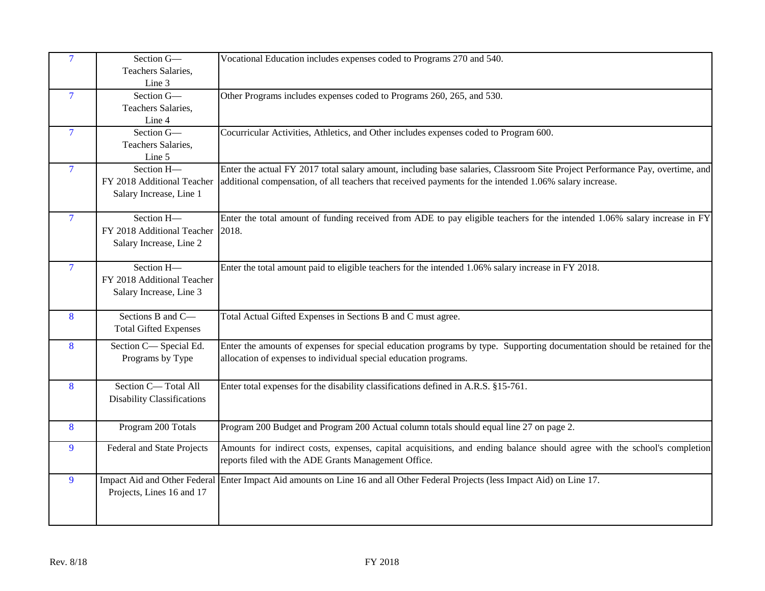| | | |
|---|---|---|
| 7 | Section G— Teachers Salaries, Line 3 | Vocational Education includes expenses coded to Programs 270 and 540. |
| 7 | Section G— Teachers Salaries, Line 4 | Other Programs includes expenses coded to Programs 260, 265, and 530. |
| 7 | Section G— Teachers Salaries, Line 5 | Cocurricular Activities, Athletics, and Other includes expenses coded to Program 600. |
| 7 | Section H— FY 2018 Additional Teacher Salary Increase, Line 1 | Enter the actual FY 2017 total salary amount, including base salaries, Classroom Site Project Performance Pay, overtime, and additional compensation, of all teachers that received payments for the intended 1.06% salary increase. |
| 7 | Section H— FY 2018 Additional Teacher Salary Increase, Line 2 | Enter the total amount of funding received from ADE to pay eligible teachers for the intended 1.06% salary increase in FY 2018. |
| 7 | Section H— FY 2018 Additional Teacher Salary Increase, Line 3 | Enter the total amount paid to eligible teachers for the intended 1.06% salary increase in FY 2018. |
| 8 | Sections B and C— Total Gifted Expenses | Total Actual Gifted Expenses in Sections B and C must agree. |
| 8 | Section C— Special Ed. Programs by Type | Enter the amounts of expenses for special education programs by type. Supporting documentation should be retained for the allocation of expenses to individual special education programs. |
| 8 | Section C— Total All Disability Classifications | Enter total expenses for the disability classifications defined in A.R.S. §15-761. |
| 8 | Program 200 Totals | Program 200 Budget and Program 200 Actual column totals should equal line 27 on page 2. |
| 9 | Federal and State Projects | Amounts for indirect costs, expenses, capital acquisitions, and ending balance should agree with the school's completion reports filed with the ADE Grants Management Office. |
| 9 | Impact Aid and Other Federal Projects, Lines 16 and 17 | Enter Impact Aid amounts on Line 16 and all Other Federal Projects (less Impact Aid) on Line 17. |

Rev. 8/18 FY 2018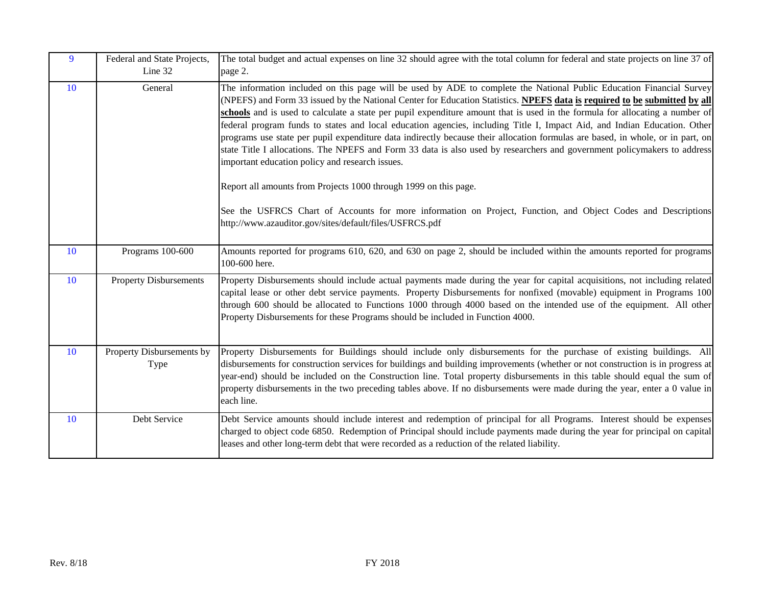| | | |
|---|---|---|
| 9 | Federal and State Projects, Line 32 | The total budget and actual expenses on line 32 should agree with the total column for federal and state projects on line 37 of page 2. |
| 10 | General | The information included on this page will be used by ADE to complete the National Public Education Financial Survey (NPEFS) and Form 33 issued by the National Center for Education Statistics. **NPEFS data is required to be submitted by all schools** and is used to calculate a state per pupil expenditure amount that is used in the formula for allocating a number of federal program funds to states and local education agencies, including Title I, Impact Aid, and Indian Education. Other programs use state per pupil expenditure data indirectly because their allocation formulas are based, in whole, or in part, on state Title I allocations. The NPEFS and Form 33 data is also used by researchers and government policymakers to address important education policy and research issues.<br><br>Report all amounts from Projects 1000 through 1999 on this page.<br><br>See the USFRCS Chart of Accounts for more information on Project, Function, and Object Codes and Descriptions http://www.azauditor.gov/sites/default/files/USFRCS.pdf |
| 10 | Programs 100-600 | Amounts reported for programs 610, 620, and 630 on page 2, should be included within the amounts reported for programs 100-600 here. |
| 10 | Property Disbursements | Property Disbursements should include actual payments made during the year for capital acquisitions, not including related capital lease or other debt service payments. Property Disbursements for nonfixed (movable) equipment in Programs 100 through 600 should be allocated to Functions 1000 through 4000 based on the intended use of the equipment. All other Property Disbursements for these Programs should be included in Function 4000. |
| 10 | Property Disbursements by Type | Property Disbursements for Buildings should include only disbursements for the purchase of existing buildings. All disbursements for construction services for buildings and building improvements (whether or not construction is in progress at year-end) should be included on the Construction line. Total property disbursements in this table should equal the sum of property disbursements in the two preceding tables above. If no disbursements were made during the year, enter a 0 value in each line. |
| 10 | Debt Service | Debt Service amounts should include interest and redemption of principal for all Programs. Interest should be expenses charged to object code 6850. Redemption of Principal should include payments made during the year for principal on capital leases and other long-term debt that were recorded as a reduction of the related liability. |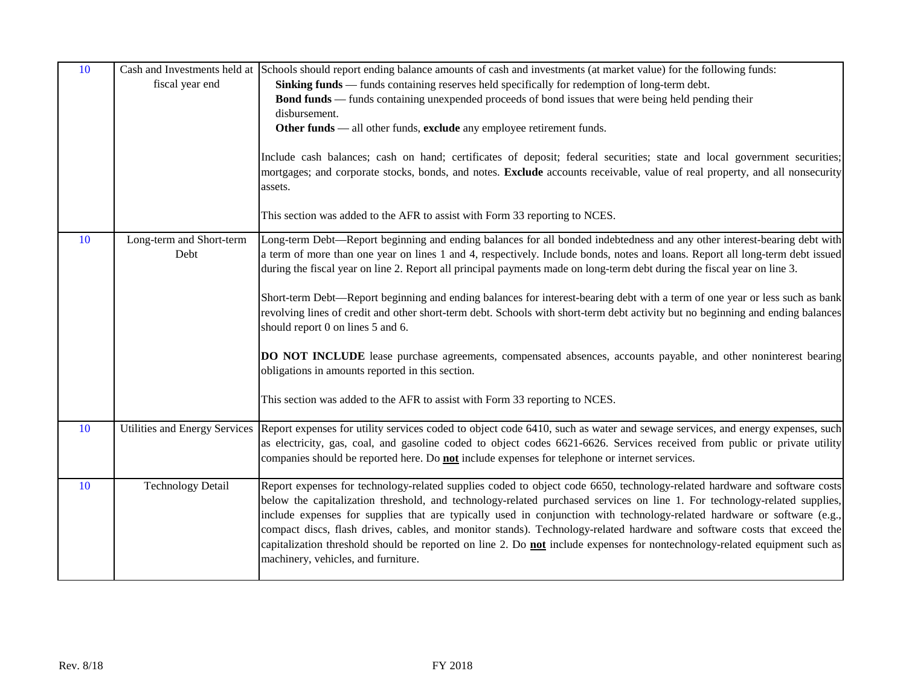| | | |
|---|---|---|
| 10 | Cash and Investments held at fiscal year end | Schools should report ending balance amounts of cash and investments (at market value) for the following funds:<br>**Sinking funds** — funds containing reserves held specifically for redemption of long-term debt.<br>**Bond funds** — funds containing unexpended proceeds of bond issues that were being held pending their disbursement.<br>**Other funds** — all other funds, **exclude** any employee retirement funds.<br><br>Include cash balances; cash on hand; certificates of deposit; federal securities; state and local government securities; mortgages; and corporate stocks, bonds, and notes. **Exclude** accounts receivable, value of real property, and all nonsecurity assets.<br><br>This section was added to the AFR to assist with Form 33 reporting to NCES. |
| 10 | Long-term and Short-term Debt | Long-term Debt—Report beginning and ending balances for all bonded indebtedness and any other interest-bearing debt with a term of more than one year on lines 1 and 4, respectively. Include bonds, notes and loans. Report all long-term debt issued during the fiscal year on line 2. Report all principal payments made on long-term debt during the fiscal year on line 3.<br><br>Short-term Debt—Report beginning and ending balances for interest-bearing debt with a term of one year or less such as bank revolving lines of credit and other short-term debt. Schools with short-term debt activity but no beginning and ending balances should report 0 on lines 5 and 6.<br><br>**DO NOT INCLUDE** lease purchase agreements, compensated absences, accounts payable, and other noninterest bearing obligations in amounts reported in this section.<br><br>This section was added to the AFR to assist with Form 33 reporting to NCES. |
| 10 | Utilities and Energy Services | Report expenses for utility services coded to object code 6410, such as water and sewage services, and energy expenses, such as electricity, gas, coal, and gasoline coded to object codes 6621-6626. Services received from public or private utility companies should be reported here. Do **not** include expenses for telephone or internet services. |
| 10 | Technology Detail | Report expenses for technology-related supplies coded to object code 6650, technology-related hardware and software costs below the capitalization threshold, and technology-related purchased services on line 1. For technology-related supplies, include expenses for supplies that are typically used in conjunction with technology-related hardware or software (e.g., compact discs, flash drives, cables, and monitor stands). Technology-related hardware and software costs that exceed the capitalization threshold should be reported on line 2. Do **not** include expenses for nontechnology-related equipment such as machinery, vehicles, and furniture. |

Rev. 8/18 FY 2018